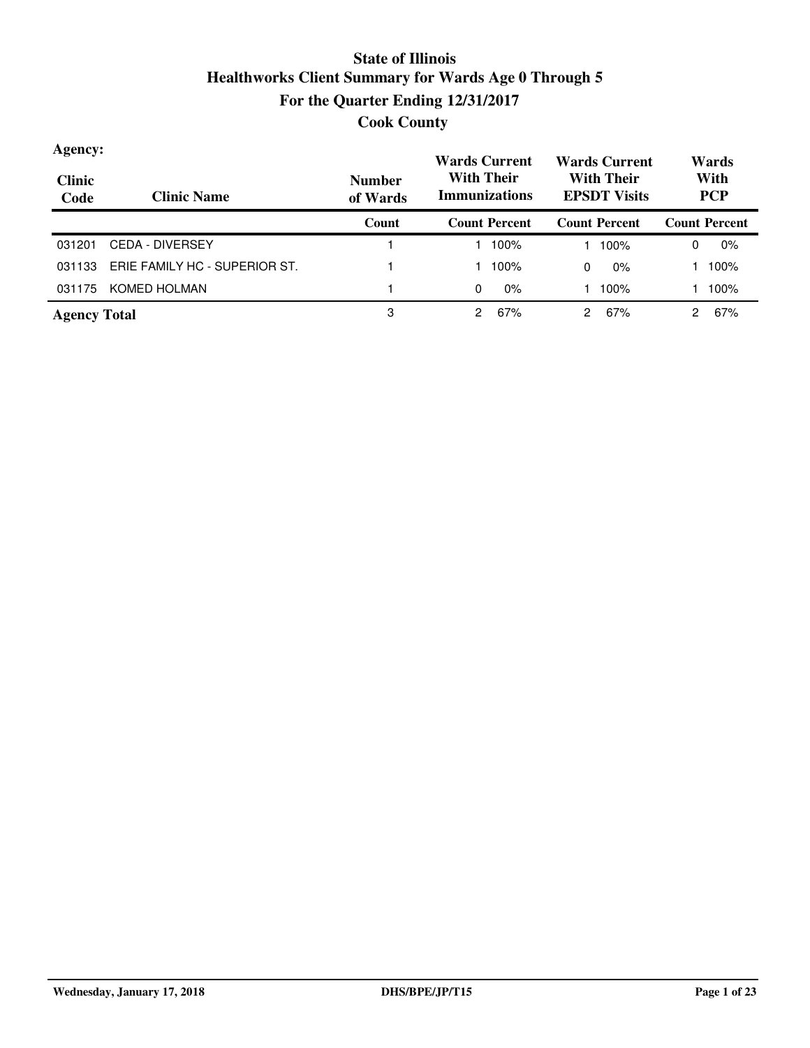# State of Illinois
## Healthworks Client Summary for Wards Age 0 Through 5
## For the Quarter Ending 12/31/2017
## Cook County

**Agency:**

| Clinic Code | Clinic Name | Number of Wards | Wards Current With Their Immunizations | | Wards Current With Their EPSDT Visits | | Wards With PCP | |
|---|---|---|---|---|---|---|---|---|
| | | Count | Count | Percent | Count | Percent | Count | Percent |
| 031201 | CEDA - DIVERSEY | 1 | 1 | 100% | 1 | 100% | 0 | 0% |
| 031133 | ERIE FAMILY HC - SUPERIOR ST. | 1 | 1 | 100% | 0 | 0% | 1 | 100% |
| 031175 | KOMED HOLMAN | 1 | 0 | 0% | 1 | 100% | 1 | 100% |
| **Agency Total** | | 3 | 2 | 67% | 2 | 67% | 2 | 67% |

Wednesday, January 17, 2018 DHS/BPE/JP/T15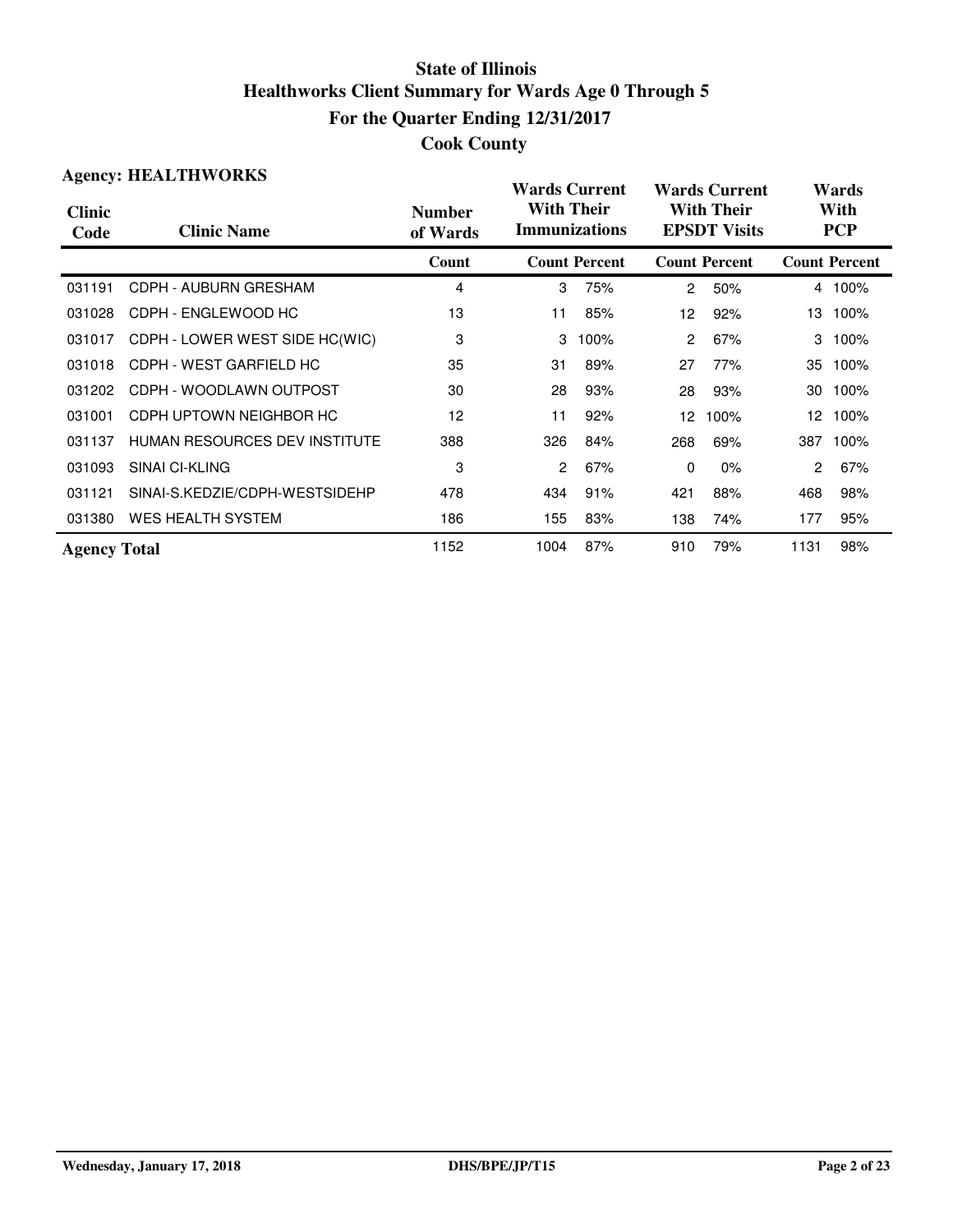# State of Illinois
## Healthworks Client Summary for Wards Age 0 Through 5
## For the Quarter Ending 12/31/2017
## Cook County

**Agency: HEALTHWORKS**

| Clinic Code | Clinic Name | Number of Wards | Wards Current With Their Immunizations | | Wards Current With Their EPSDT Visits | | Wards With PCP | |
|---|---|---|---|---|---|---|---|---|
| | | Count | Count | Percent | Count | Percent | Count | Percent |
| 031191 | CDPH - AUBURN GRESHAM | 4 | 3 | 75% | 2 | 50% | 4 | 100% |
| 031028 | CDPH - ENGLEWOOD HC | 13 | 11 | 85% | 12 | 92% | 13 | 100% |
| 031017 | CDPH - LOWER WEST SIDE HC(WIC) | 3 | 3 | 100% | 2 | 67% | 3 | 100% |
| 031018 | CDPH - WEST GARFIELD HC | 35 | 31 | 89% | 27 | 77% | 35 | 100% |
| 031202 | CDPH - WOODLAWN OUTPOST | 30 | 28 | 93% | 28 | 93% | 30 | 100% |
| 031001 | CDPH UPTOWN NEIGHBOR HC | 12 | 11 | 92% | 12 | 100% | 12 | 100% |
| 031137 | HUMAN RESOURCES DEV INSTITUTE | 388 | 326 | 84% | 268 | 69% | 387 | 100% |
| 031093 | SINAI CI-KLING | 3 | 2 | 67% | 0 | 0% | 2 | 67% |
| 031121 | SINAI-S.KEDZIE/CDPH-WESTSIDEHP | 478 | 434 | 91% | 421 | 88% | 468 | 98% |
| 031380 | WES HEALTH SYSTEM | 186 | 155 | 83% | 138 | 74% | 177 | 95% |
| **Agency Total** | | 1152 | 1004 | 87% | 910 | 79% | 1131 | 98% |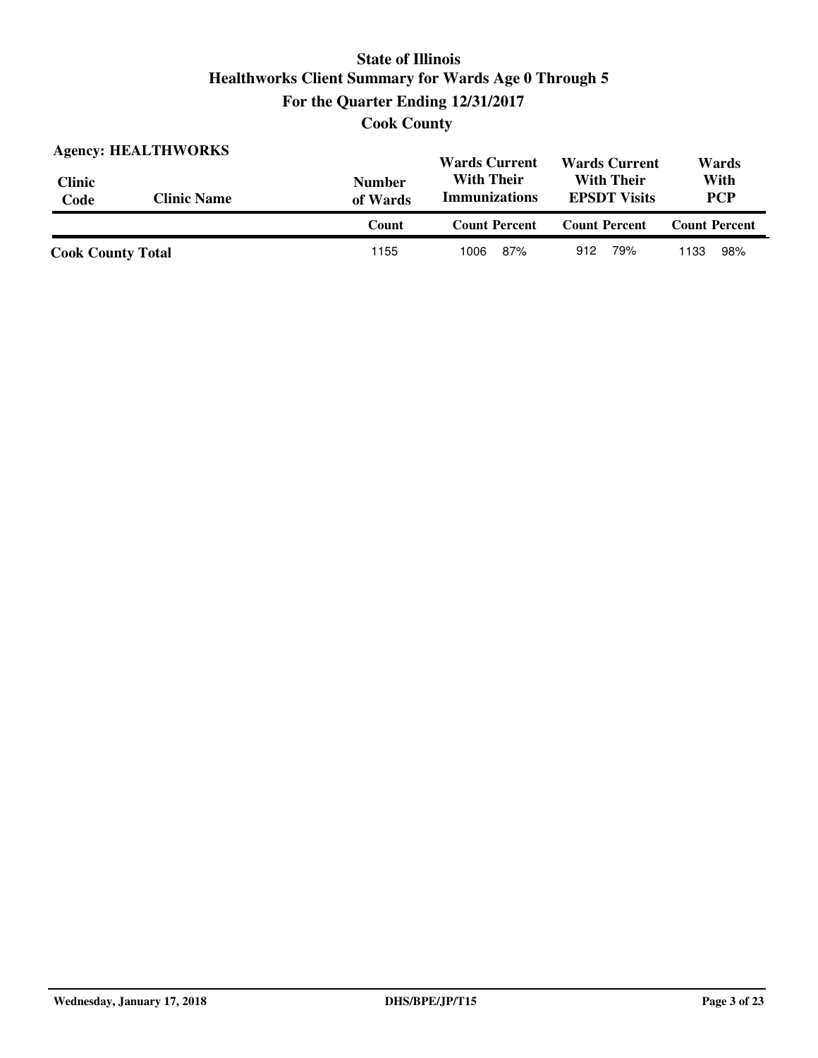# State of Illinois

## Healthworks Client Summary for Wards Age 0 Through 5

## For the Quarter Ending 12/31/2017

## Cook County

**Agency: HEALTHWORKS**

| Clinic Code | Clinic Name | Number of Wards | Wards Current With Their Immunizations | | Wards Current With Their EPSDT Visits | | Wards With PCP | |
|---|---|---|---|---|---|---|---|---|
| | | Count | Count | Percent | Count | Percent | Count | Percent |
| **Cook County Total** | | 1155 | 1006 | 87% | 912 | 79% | 1133 | 98% |

Wednesday, January 17, 2018 DHS/BPE/JP/T15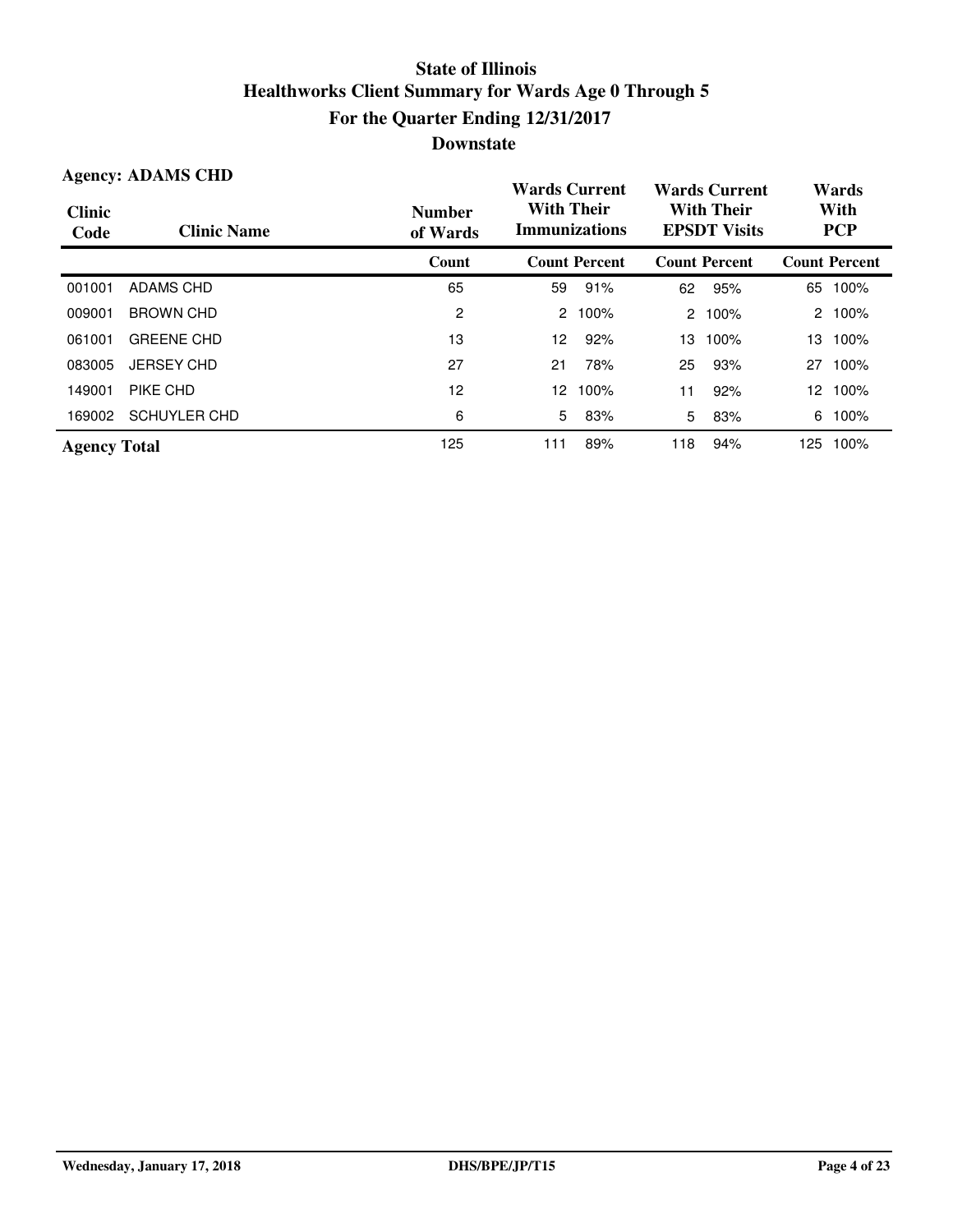# State of Illinois
# Healthworks Client Summary for Wards Age 0 Through 5
## For the Quarter Ending 12/31/2017
## Downstate

**Agency: ADAMS CHD**

| Clinic Code | Clinic Name | Number of Wards | Wards Current With Their Immunizations | | Wards Current With Their EPSDT Visits | | Wards With PCP | |
|---|---|---|---|---|---|---|---|---|
| | | Count | Count | Percent | Count | Percent | Count | Percent |
| 001001 | ADAMS CHD | 65 | 59 | 91% | 62 | 95% | 65 | 100% |
| 009001 | BROWN CHD | 2 | 2 | 100% | 2 | 100% | 2 | 100% |
| 061001 | GREENE CHD | 13 | 12 | 92% | 13 | 100% | 13 | 100% |
| 083005 | JERSEY CHD | 27 | 21 | 78% | 25 | 93% | 27 | 100% |
| 149001 | PIKE CHD | 12 | 12 | 100% | 11 | 92% | 12 | 100% |
| 169002 | SCHUYLER CHD | 6 | 5 | 83% | 5 | 83% | 6 | 100% |
| **Agency Total** | | 125 | 111 | 89% | 118 | 94% | 125 | 100% |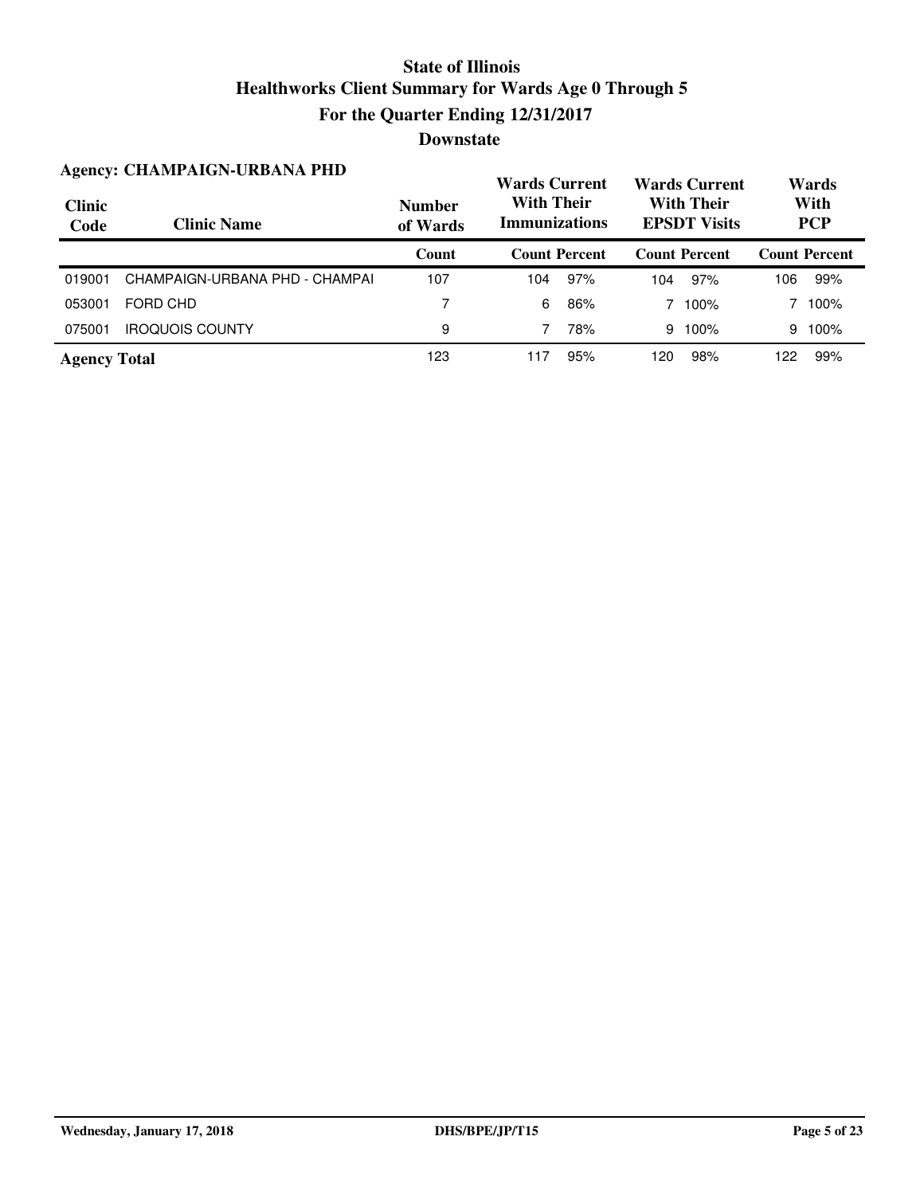# State of Illinois
# Healthworks Client Summary for Wards Age 0 Through 5
## For the Quarter Ending 12/31/2017
## Downstate

### Agency: CHAMPAIGN-URBANA PHD

| Clinic Code | Clinic Name | Number of Wards | Wards Current With Their Immunizations | | Wards Current With Their EPSDT Visits | | Wards With PCP | |
|---|---|---|---|---|---|---|---|---|
| | | Count | Count | Percent | Count | Percent | Count | Percent |
| 019001 | CHAMPAIGN-URBANA PHD - CHAMPAI | 107 | 104 | 97% | 104 | 97% | 106 | 99% |
| 053001 | FORD CHD | 7 | 6 | 86% | 7 | 100% | 7 | 100% |
| 075001 | IROQUOIS COUNTY | 9 | 7 | 78% | 9 | 100% | 9 | 100% |
| **Agency Total** | | 123 | 117 | 95% | 120 | 98% | 122 | 99% |

Wednesday, January 17, 2018 DHS/BPE/JP/T15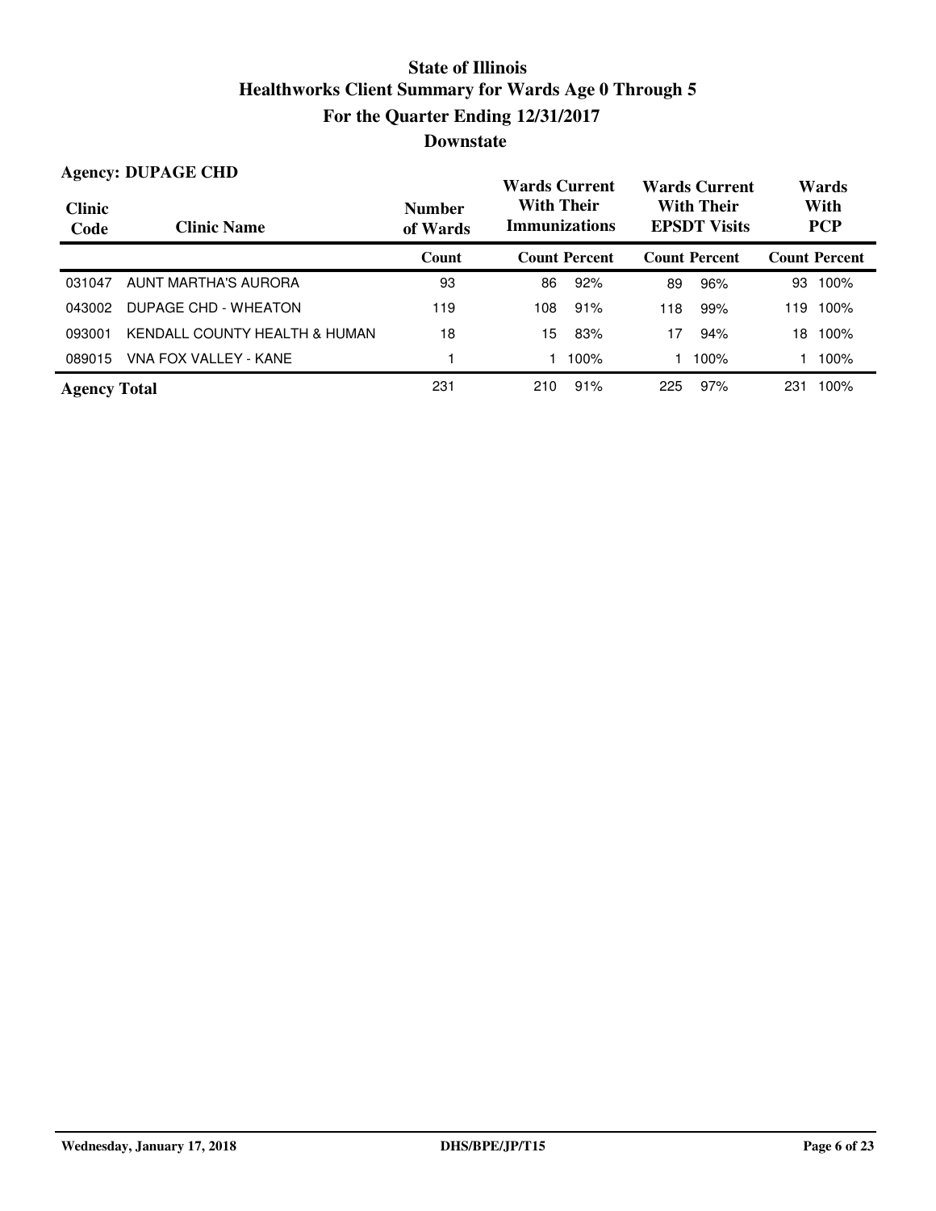# State of Illinois
## Healthworks Client Summary for Wards Age 0 Through 5
## For the Quarter Ending 12/31/2017
## Downstate

**Agency: DUPAGE CHD**

| Clinic Code | Clinic Name | Number of Wards | Wards Current With Their Immunizations | | Wards Current With Their EPSDT Visits | | Wards With PCP | |
|---|---|---|---|---|---|---|---|---|
| | | Count | Count | Percent | Count | Percent | Count | Percent |
| 031047 | AUNT MARTHA'S AURORA | 93 | 86 | 92% | 89 | 96% | 93 | 100% |
| 043002 | DUPAGE CHD - WHEATON | 119 | 108 | 91% | 118 | 99% | 119 | 100% |
| 093001 | KENDALL COUNTY HEALTH & HUMAN | 18 | 15 | 83% | 17 | 94% | 18 | 100% |
| 089015 | VNA FOX VALLEY - KANE | 1 | 1 | 100% | 1 | 100% | 1 | 100% |
| **Agency Total** | | 231 | 210 | 91% | 225 | 97% | 231 | 100% |

Wednesday, January 17, 2018 | DHS/BPE/JP/T15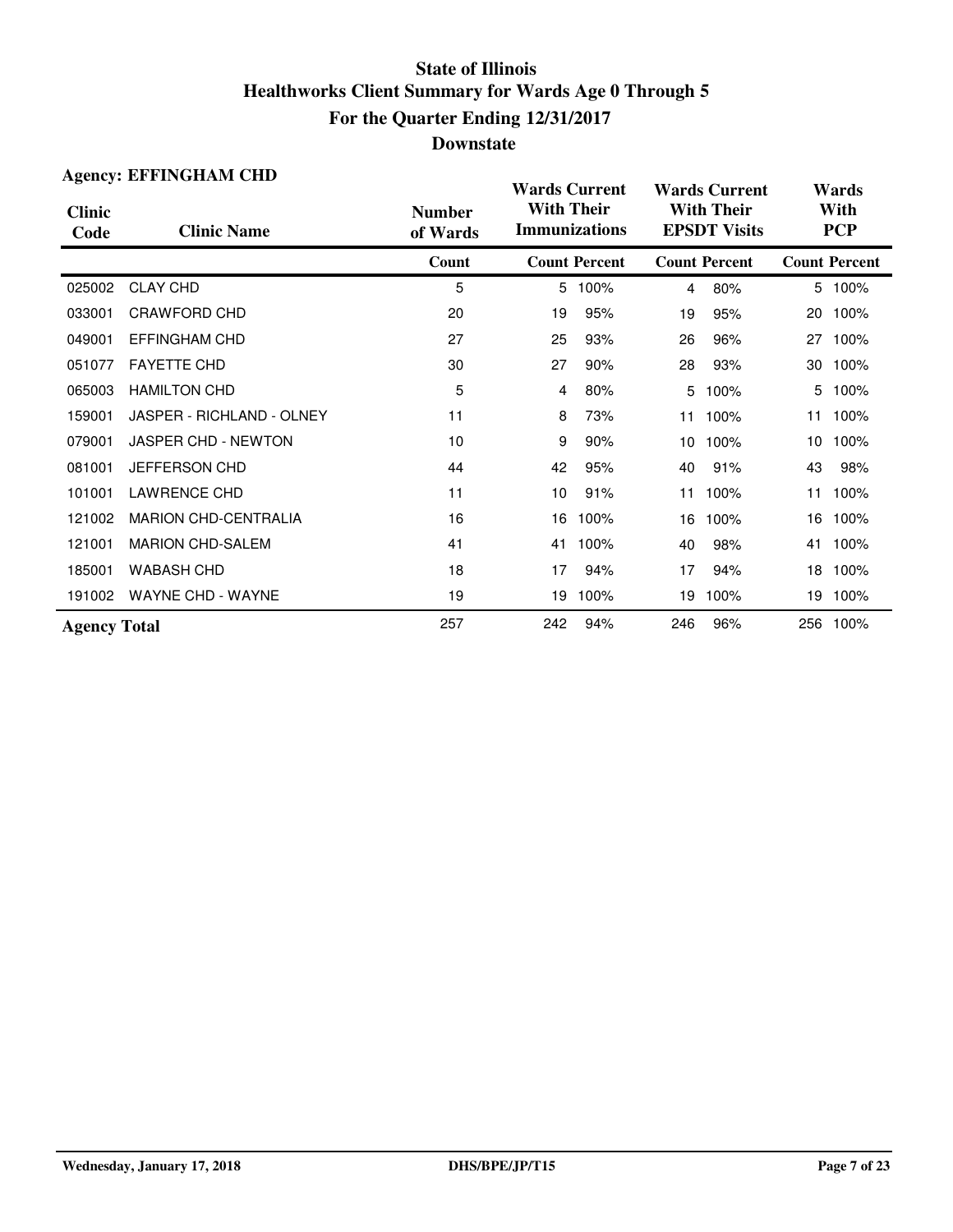# State of Illinois
## Healthworks Client Summary for Wards Age 0 Through 5
## For the Quarter Ending 12/31/2017
## Downstate

**Agency: EFFINGHAM CHD**

| Clinic Code | Clinic Name | Number of Wards | Wards Current With Their Immunizations | | Wards Current With Their EPSDT Visits | | Wards With PCP | |
|---|---|---|---|---|---|---|---|---|
| | | Count | Count | Percent | Count | Percent | Count | Percent |
| 025002 | CLAY CHD | 5 | 5 | 100% | 4 | 80% | 5 | 100% |
| 033001 | CRAWFORD CHD | 20 | 19 | 95% | 19 | 95% | 20 | 100% |
| 049001 | EFFINGHAM CHD | 27 | 25 | 93% | 26 | 96% | 27 | 100% |
| 051077 | FAYETTE CHD | 30 | 27 | 90% | 28 | 93% | 30 | 100% |
| 065003 | HAMILTON CHD | 5 | 4 | 80% | 5 | 100% | 5 | 100% |
| 159001 | JASPER - RICHLAND - OLNEY | 11 | 8 | 73% | 11 | 100% | 11 | 100% |
| 079001 | JASPER CHD - NEWTON | 10 | 9 | 90% | 10 | 100% | 10 | 100% |
| 081001 | JEFFERSON CHD | 44 | 42 | 95% | 40 | 91% | 43 | 98% |
| 101001 | LAWRENCE CHD | 11 | 10 | 91% | 11 | 100% | 11 | 100% |
| 121002 | MARION CHD-CENTRALIA | 16 | 16 | 100% | 16 | 100% | 16 | 100% |
| 121001 | MARION CHD-SALEM | 41 | 41 | 100% | 40 | 98% | 41 | 100% |
| 185001 | WABASH CHD | 18 | 17 | 94% | 17 | 94% | 18 | 100% |
| 191002 | WAYNE CHD - WAYNE | 19 | 19 | 100% | 19 | 100% | 19 | 100% |
| **Agency Total** | | 257 | 242 | 94% | 246 | 96% | 256 | 100% |

Wednesday, January 17, 2018 DHS/BPE/JP/T15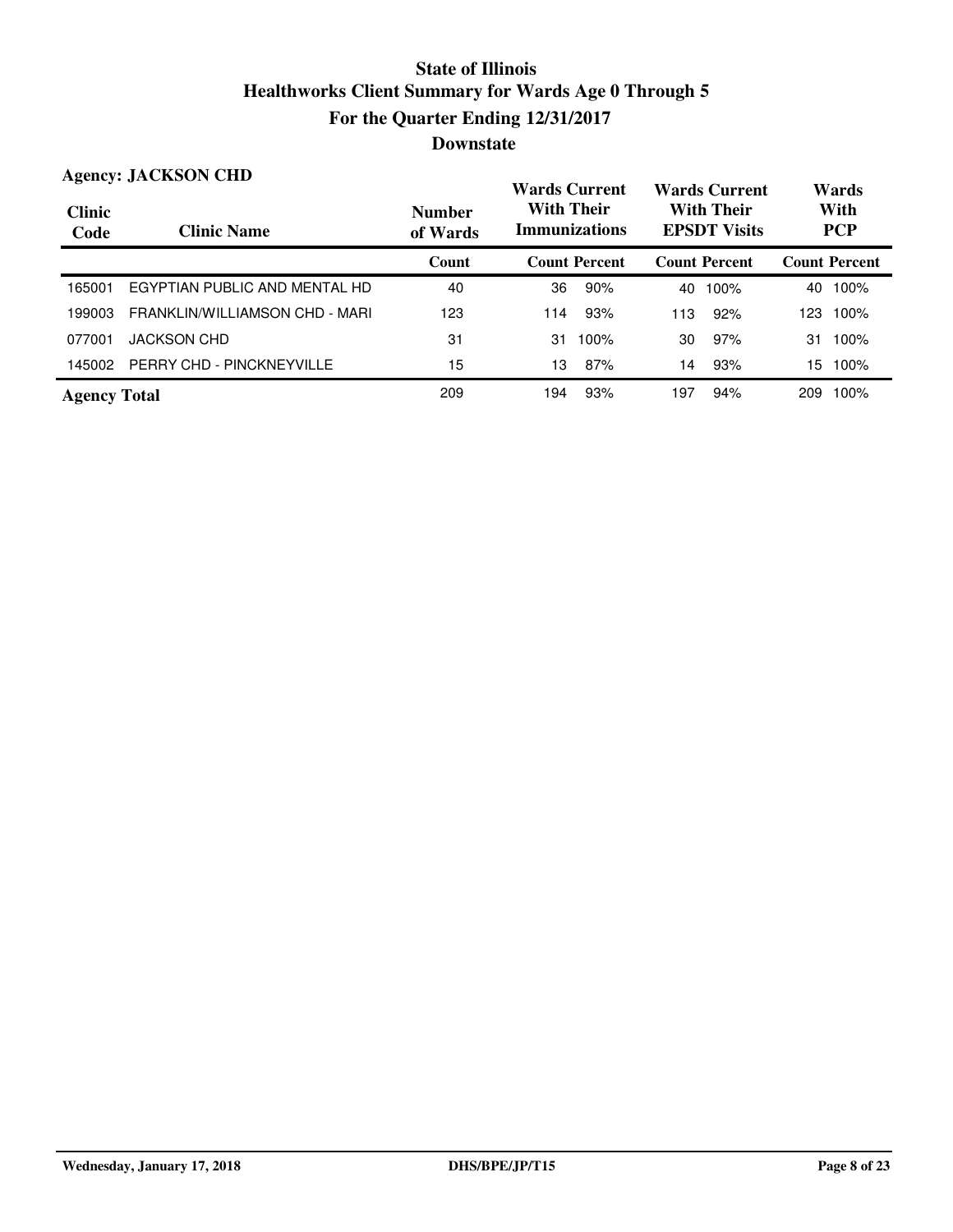# State of Illinois
## Healthworks Client Summary for Wards Age 0 Through 5
## For the Quarter Ending 12/31/2017
## Downstate

**Agency: JACKSON CHD**

| Clinic Code | Clinic Name | Number of Wards | Wards Current With Their Immunizations | | Wards Current With Their EPSDT Visits | | Wards With PCP | |
|---|---|---|---|---|---|---|---|---|
| | | Count | Count | Percent | Count | Percent | Count | Percent |
| 165001 | EGYPTIAN PUBLIC AND MENTAL HD | 40 | 36 | 90% | 40 | 100% | 40 | 100% |
| 199003 | FRANKLIN/WILLIAMSON CHD - MARI | 123 | 114 | 93% | 113 | 92% | 123 | 100% |
| 077001 | JACKSON CHD | 31 | 31 | 100% | 30 | 97% | 31 | 100% |
| 145002 | PERRY CHD - PINCKNEYVILLE | 15 | 13 | 87% | 14 | 93% | 15 | 100% |
| **Agency Total** | | 209 | 194 | 93% | 197 | 94% | 209 | 100% |

Wednesday, January 17, 2018 — DHS/BPE/JP/T15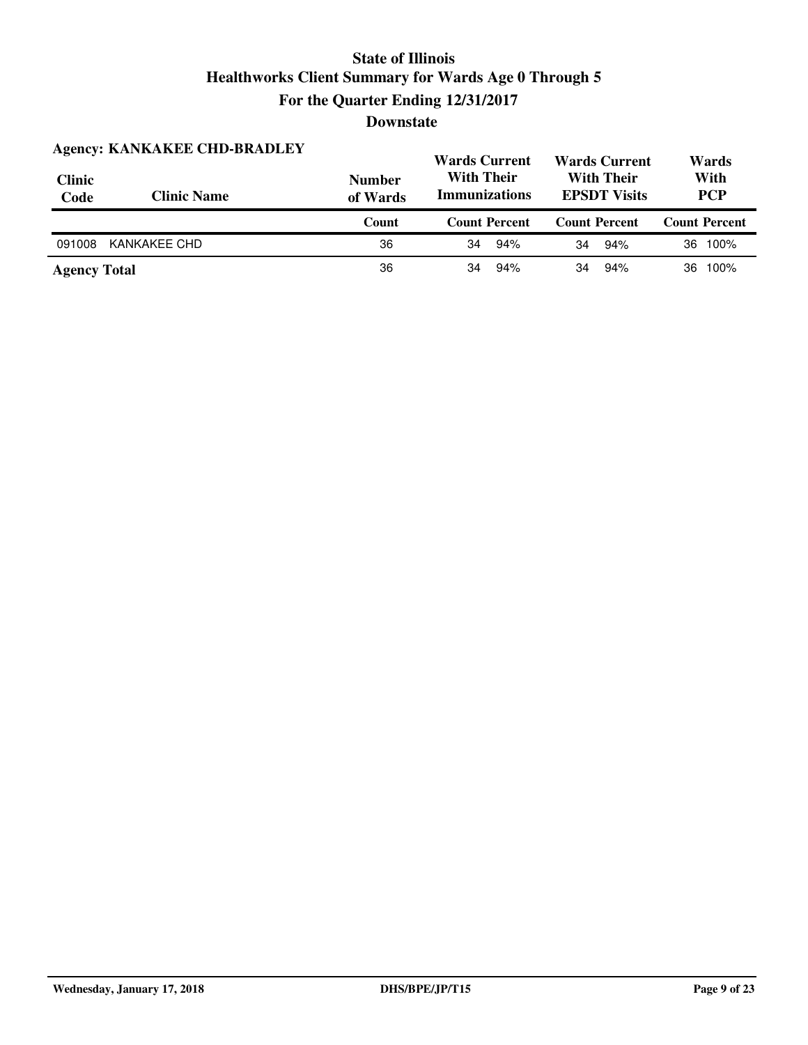# State of Illinois

## Healthworks Client Summary for Wards Age 0 Through 5

## For the Quarter Ending 12/31/2017

## Downstate

**Agency: KANKAKEE CHD-BRADLEY**

| Clinic Code | Clinic Name | Number of Wards | Wards Current With Their Immunizations | | Wards Current With Their EPSDT Visits | | Wards With PCP | |
|---|---|---|---|---|---|---|---|---|
| | | Count | Count | Percent | Count | Percent | Count | Percent |
| 091008 | KANKAKEE CHD | 36 | 34 | 94% | 34 | 94% | 36 | 100% |
| **Agency Total** | | 36 | 34 | 94% | 34 | 94% | 36 | 100% |

Wednesday, January 17, 2018 DHS/BPE/JP/T15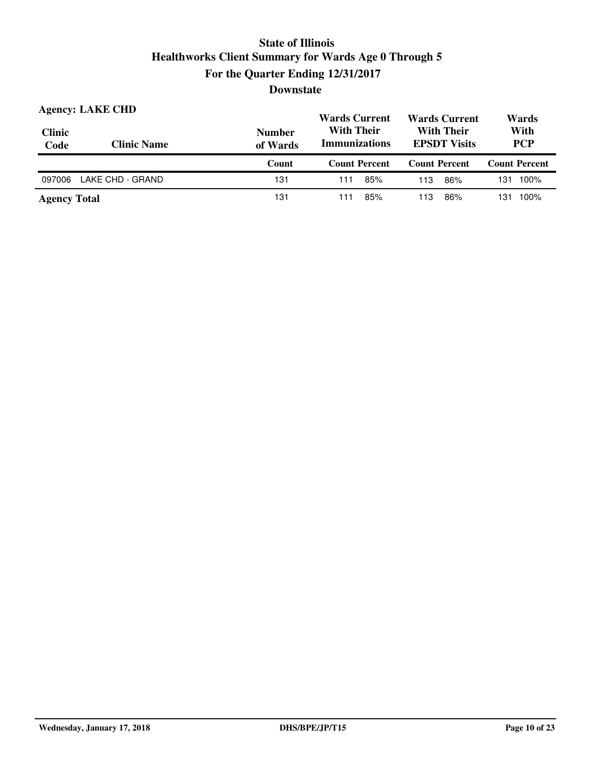# State of Illinois
## Healthworks Client Summary for Wards Age 0 Through 5
### For the Quarter Ending 12/31/2017
### Downstate

**Agency: LAKE CHD**

| Clinic Code | Clinic Name | Number of Wards | Wards Current With Their Immunizations | | Wards Current With Their EPSDT Visits | | Wards With PCP | |
|---|---|---|---|---|---|---|---|---|
| | | Count | Count | Percent | Count | Percent | Count | Percent |
| 097006 | LAKE CHD - GRAND | 131 | 111 | 85% | 113 | 86% | 131 | 100% |
| **Agency Total** | | 131 | 111 | 85% | 113 | 86% | 131 | 100% |

Wednesday, January 17, 2018 DHS/BPE/JP/T15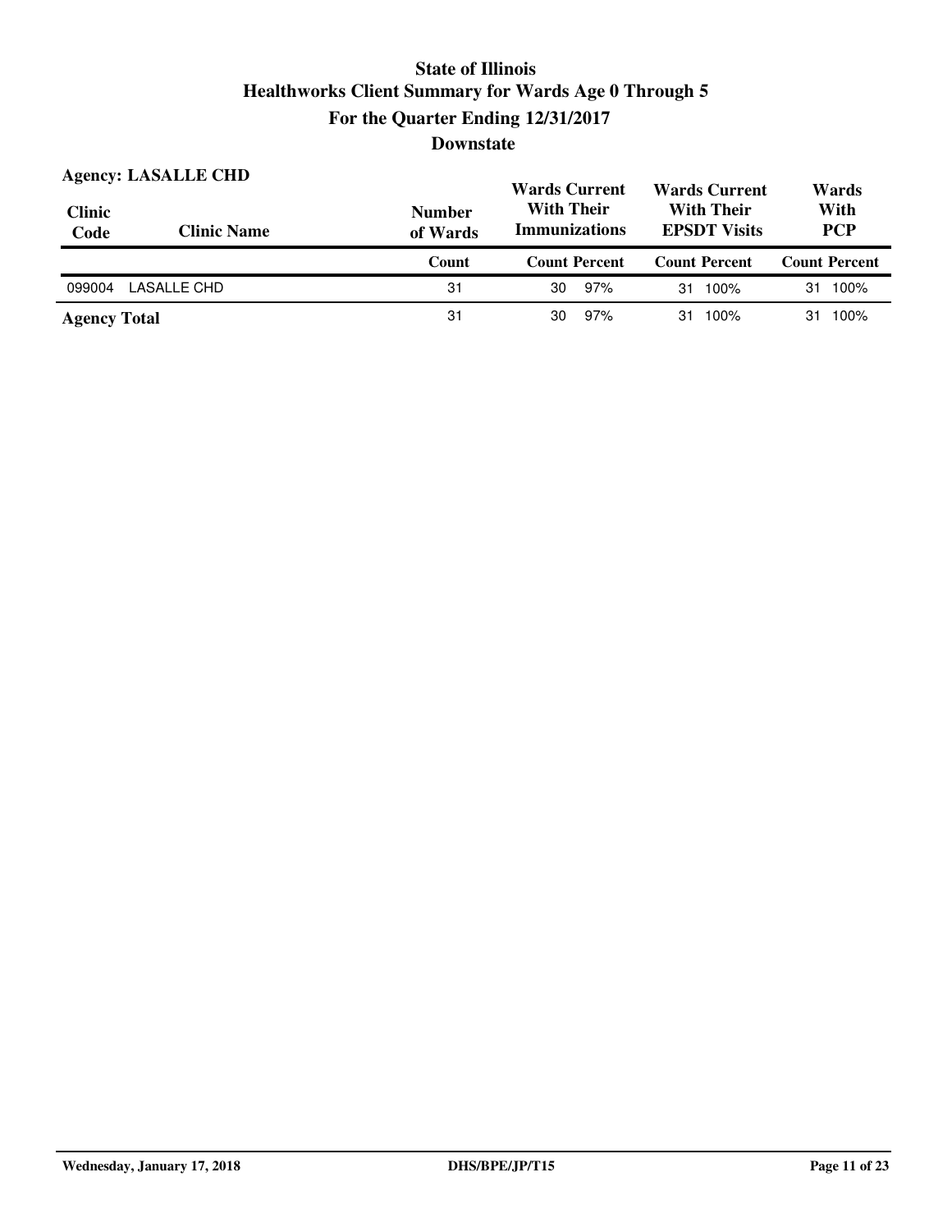# State of Illinois
## Healthworks Client Summary for Wards Age 0 Through 5
## For the Quarter Ending 12/31/2017
## Downstate

**Agency: LASALLE CHD**

| Clinic Code | Clinic Name | Number of Wards | Wards Current With Their Immunizations | | Wards Current With Their EPSDT Visits | | Wards With PCP | |
|---|---|---|---|---|---|---|---|---|
| | | Count | Count | Percent | Count | Percent | Count | Percent |
| 099004 | LASALLE CHD | 31 | 30 | 97% | 31 | 100% | 31 | 100% |
| **Agency Total** | | 31 | 30 | 97% | 31 | 100% | 31 | 100% |

Wednesday, January 17, 2018 | DHS/BPE/JP/T15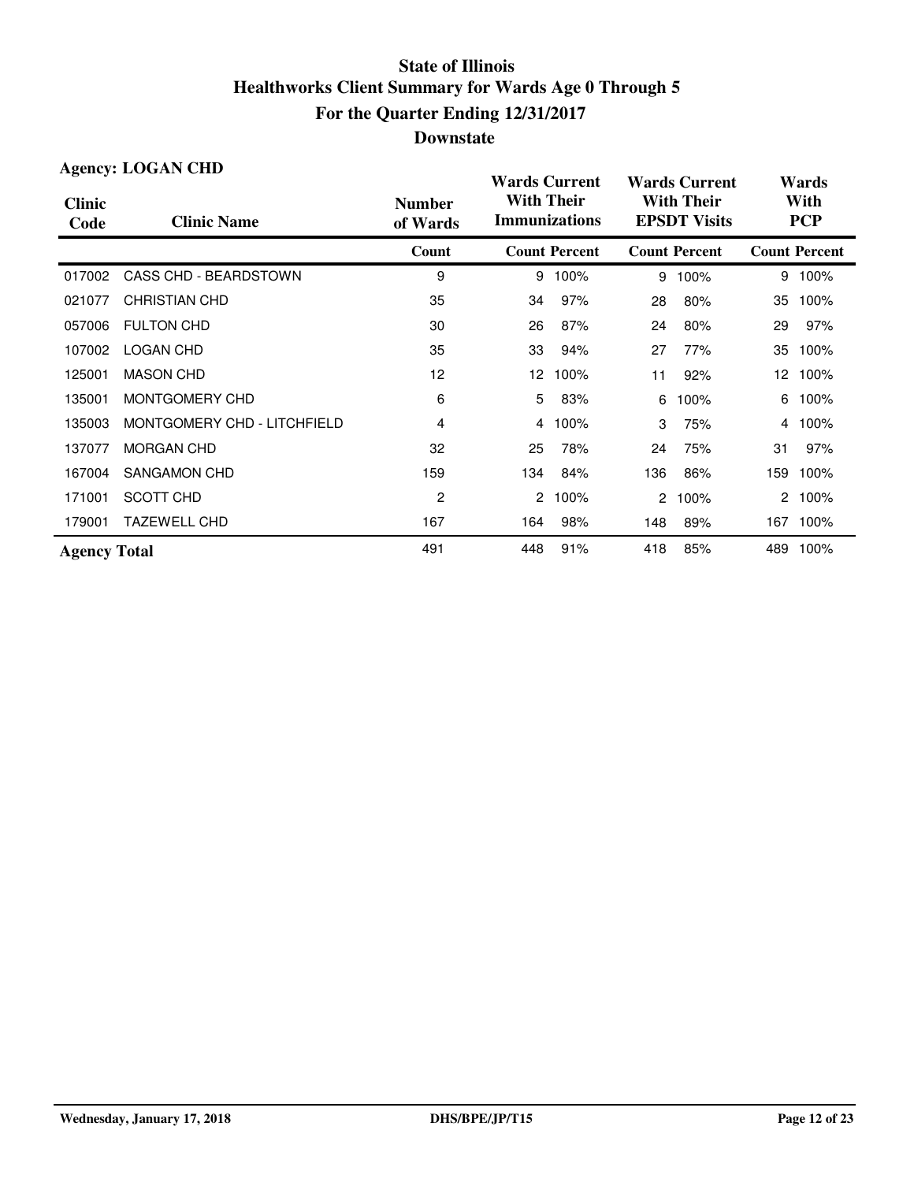# State of Illinois

## Healthworks Client Summary for Wards Age 0 Through 5

## For the Quarter Ending 12/31/2017

## Downstate

**Agency: LOGAN CHD**

| Clinic Code | Clinic Name | Number of Wards | Wards Current With Their Immunizations | | Wards Current With Their EPSDT Visits | | Wards With PCP | |
|---|---|---|---|---|---|---|---|---|
| | | Count | Count | Percent | Count | Percent | Count | Percent |
| 017002 | CASS CHD - BEARDSTOWN | 9 | 9 | 100% | 9 | 100% | 9 | 100% |
| 021077 | CHRISTIAN CHD | 35 | 34 | 97% | 28 | 80% | 35 | 100% |
| 057006 | FULTON CHD | 30 | 26 | 87% | 24 | 80% | 29 | 97% |
| 107002 | LOGAN CHD | 35 | 33 | 94% | 27 | 77% | 35 | 100% |
| 125001 | MASON CHD | 12 | 12 | 100% | 11 | 92% | 12 | 100% |
| 135001 | MONTGOMERY CHD | 6 | 5 | 83% | 6 | 100% | 6 | 100% |
| 135003 | MONTGOMERY CHD - LITCHFIELD | 4 | 4 | 100% | 3 | 75% | 4 | 100% |
| 137077 | MORGAN CHD | 32 | 25 | 78% | 24 | 75% | 31 | 97% |
| 167004 | SANGAMON CHD | 159 | 134 | 84% | 136 | 86% | 159 | 100% |
| 171001 | SCOTT CHD | 2 | 2 | 100% | 2 | 100% | 2 | 100% |
| 179001 | TAZEWELL CHD | 167 | 164 | 98% | 148 | 89% | 167 | 100% |
| **Agency Total** | | 491 | 448 | 91% | 418 | 85% | 489 | 100% |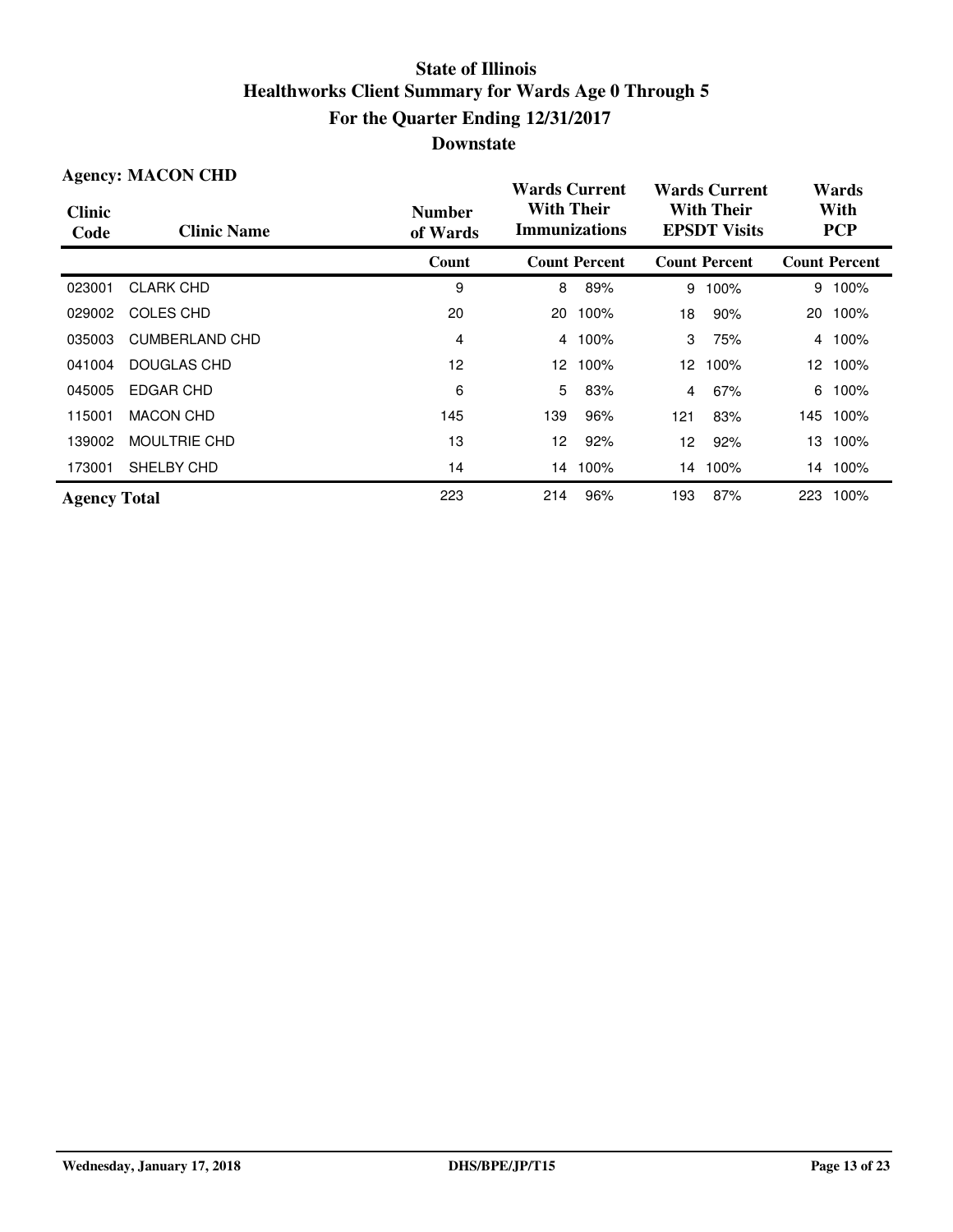# State of Illinois
## Healthworks Client Summary for Wards Age 0 Through 5
## For the Quarter Ending 12/31/2017
## Downstate

**Agency: MACON CHD**

| Clinic Code | Clinic Name | Number of Wards | Wards Current With Their Immunizations | | Wards Current With Their EPSDT Visits | | Wards With PCP | |
|---|---|---|---|---|---|---|---|---|
| | | Count | Count | Percent | Count | Percent | Count | Percent |
| 023001 | CLARK CHD | 9 | 8 | 89% | 9 | 100% | 9 | 100% |
| 029002 | COLES CHD | 20 | 20 | 100% | 18 | 90% | 20 | 100% |
| 035003 | CUMBERLAND CHD | 4 | 4 | 100% | 3 | 75% | 4 | 100% |
| 041004 | DOUGLAS CHD | 12 | 12 | 100% | 12 | 100% | 12 | 100% |
| 045005 | EDGAR CHD | 6 | 5 | 83% | 4 | 67% | 6 | 100% |
| 115001 | MACON CHD | 145 | 139 | 96% | 121 | 83% | 145 | 100% |
| 139002 | MOULTRIE CHD | 13 | 12 | 92% | 12 | 92% | 13 | 100% |
| 173001 | SHELBY CHD | 14 | 14 | 100% | 14 | 100% | 14 | 100% |
| **Agency Total** | | 223 | 214 | 96% | 193 | 87% | 223 | 100% |

Wednesday, January 17, 2018 DHS/BPE/JP/T15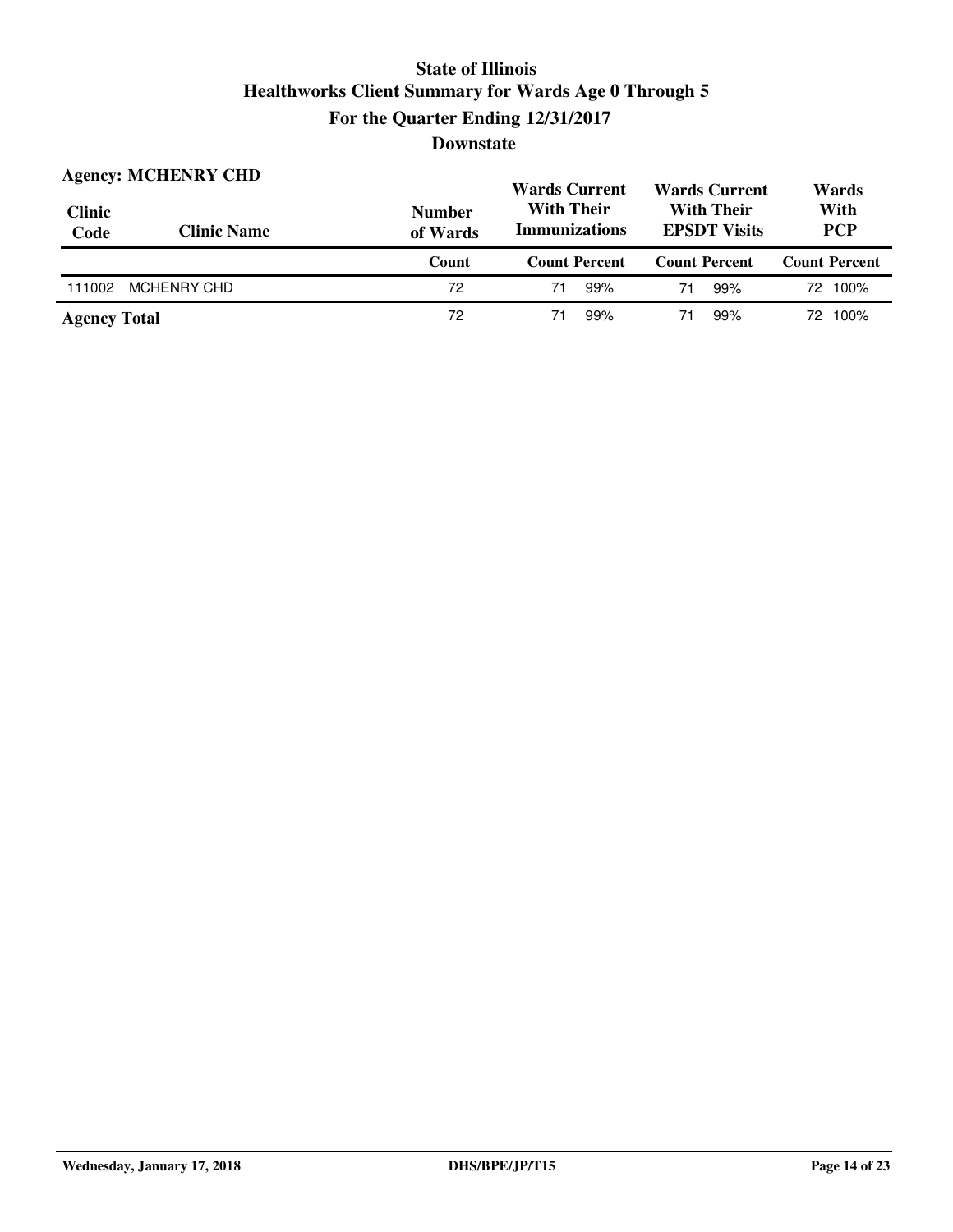# State of Illinois
## Healthworks Client Summary for Wards Age 0 Through 5
## For the Quarter Ending 12/31/2017
## Downstate

**Agency: MCHENRY CHD**

| Clinic Code | Clinic Name | Number of Wards | Wards Current With Their Immunizations | | Wards Current With Their EPSDT Visits | | Wards With PCP | |
|---|---|---|---|---|---|---|---|---|
| | | Count | Count | Percent | Count | Percent | Count | Percent |
| 111002 | MCHENRY CHD | 72 | 71 | 99% | 71 | 99% | 72 | 100% |
| **Agency Total** | | 72 | 71 | 99% | 71 | 99% | 72 | 100% |

Wednesday, January 17, 2018 | DHS/BPE/JP/T15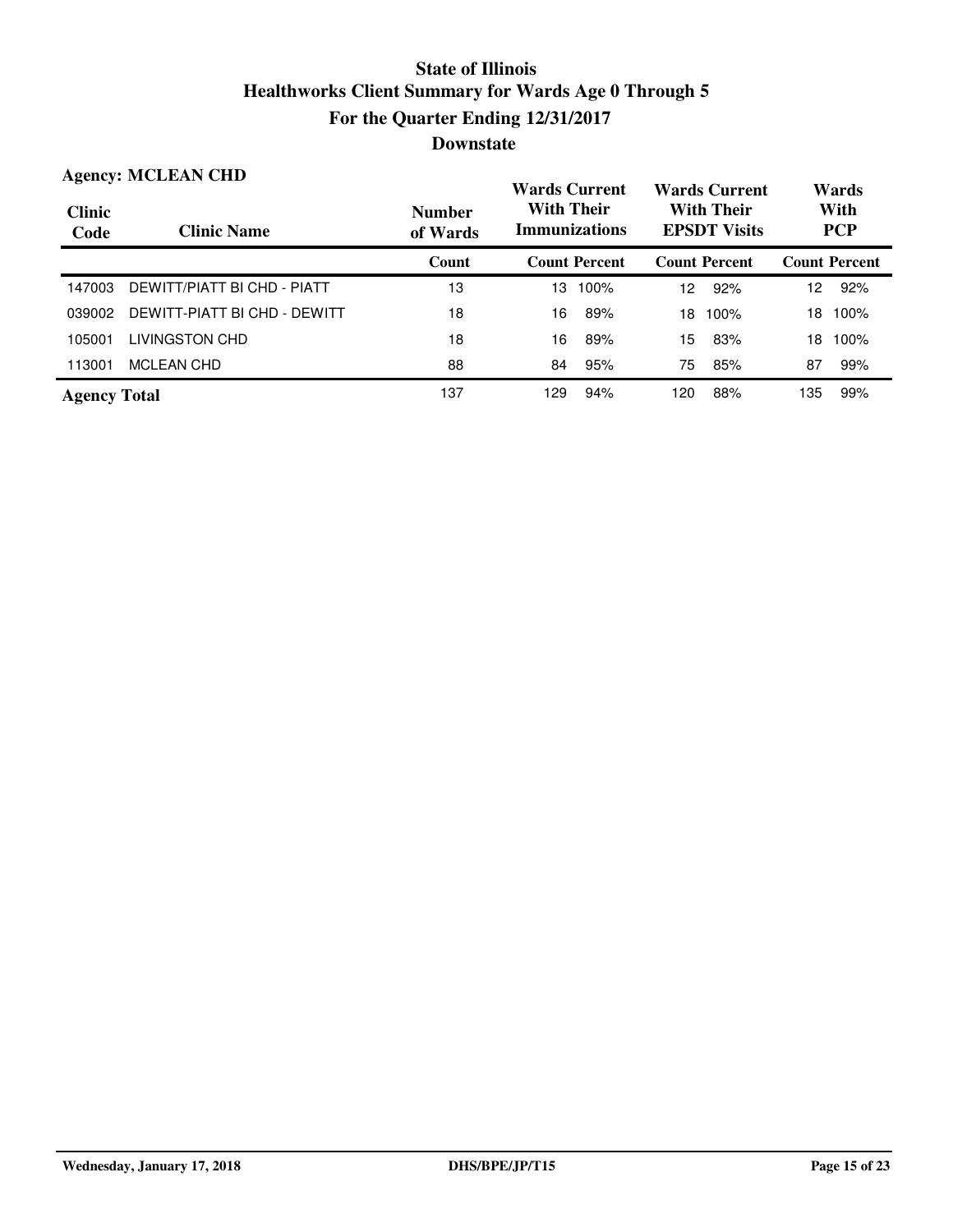# State of Illinois
## Healthworks Client Summary for Wards Age 0 Through 5
## For the Quarter Ending 12/31/2017
## Downstate

**Agency: MCLEAN CHD**

| Clinic Code | Clinic Name | Number of Wards | Wards Current With Their Immunizations | | Wards Current With Their EPSDT Visits | | Wards With PCP | |
|---|---|---|---|---|---|---|---|---|
| | | Count | Count | Percent | Count | Percent | Count | Percent |
| 147003 | DEWITT/PIATT BI CHD - PIATT | 13 | 13 | 100% | 12 | 92% | 12 | 92% |
| 039002 | DEWITT-PIATT BI CHD - DEWITT | 18 | 16 | 89% | 18 | 100% | 18 | 100% |
| 105001 | LIVINGSTON CHD | 18 | 16 | 89% | 15 | 83% | 18 | 100% |
| 113001 | MCLEAN CHD | 88 | 84 | 95% | 75 | 85% | 87 | 99% |
| **Agency Total** | | 137 | 129 | 94% | 120 | 88% | 135 | 99% |

Wednesday, January 17, 2018 DHS/BPE/JP/T15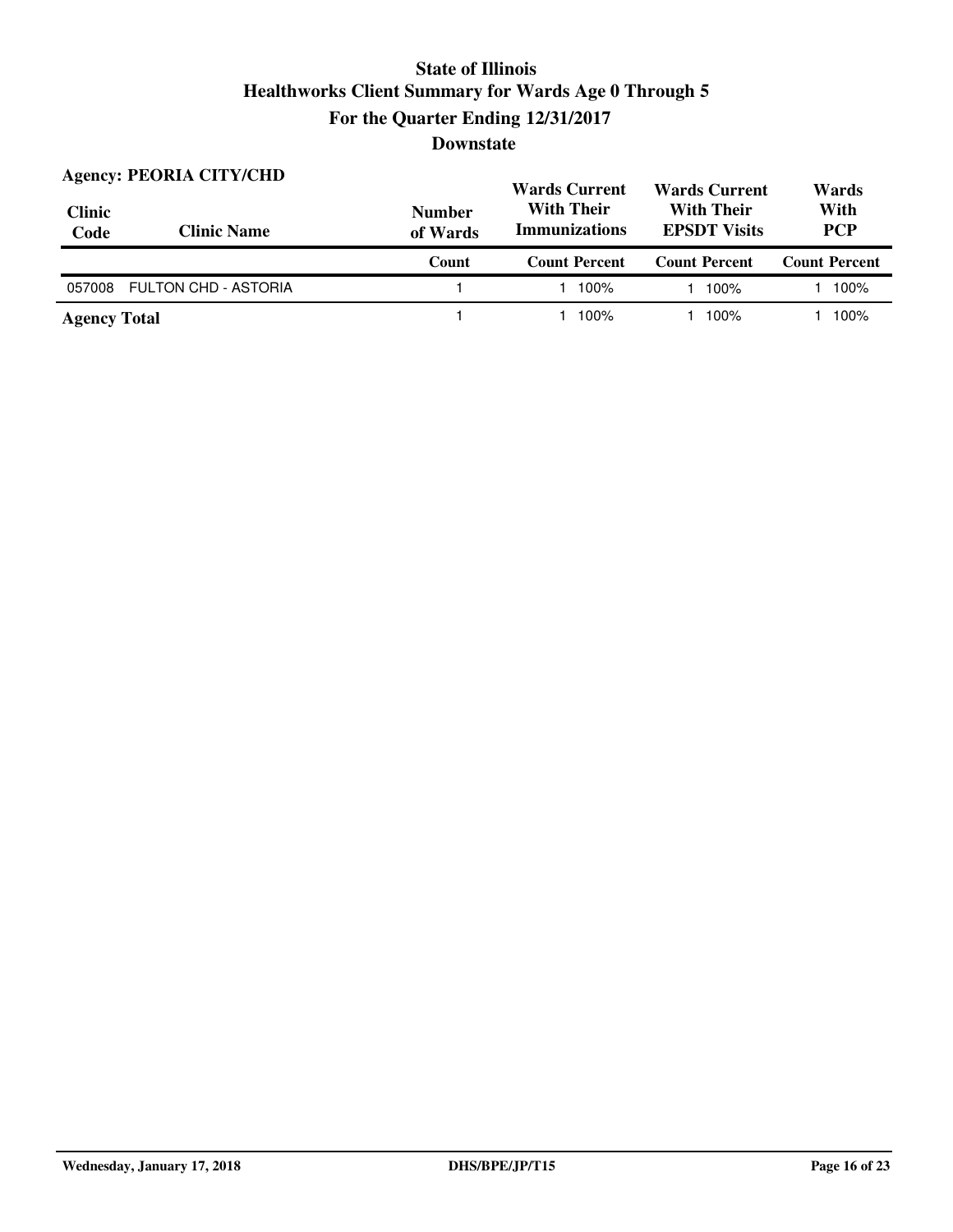# State of Illinois
## Healthworks Client Summary for Wards Age 0 Through 5
## For the Quarter Ending 12/31/2017
## Downstate

**Agency: PEORIA CITY/CHD**

| Clinic Code | Clinic Name | Number of Wards | Wards Current With Their Immunizations | | Wards Current With Their EPSDT Visits | | Wards With PCP | |
|---|---|---|---|---|---|---|---|---|
| | | Count | Count | Percent | Count | Percent | Count | Percent |
| 057008 | FULTON CHD - ASTORIA | 1 | 1 | 100% | 1 | 100% | 1 | 100% |
| **Agency Total** | | 1 | 1 | 100% | 1 | 100% | 1 | 100% |

Wednesday, January 17, 2018 DHS/BPE/JP/T15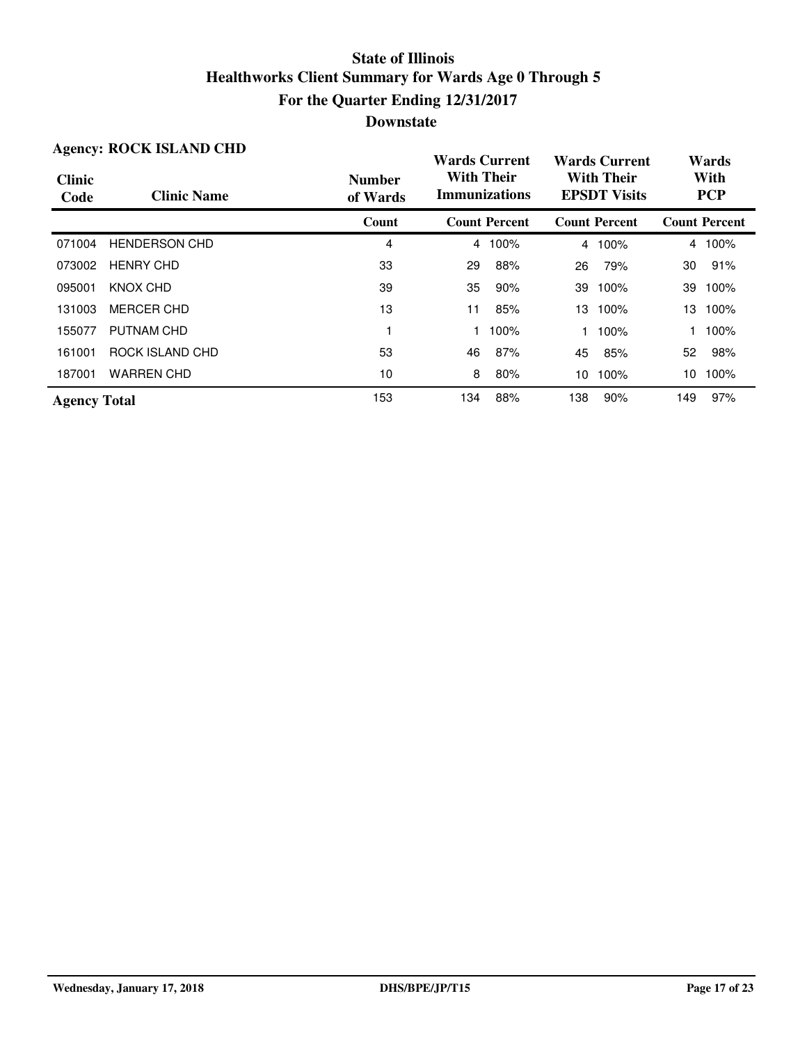# State of Illinois
# Healthworks Client Summary for Wards Age 0 Through 5
## For the Quarter Ending 12/31/2017
## Downstate

**Agency: ROCK ISLAND CHD**

| Clinic Code | Clinic Name | Number of Wards | Wards Current With Their Immunizations | | Wards Current With Their EPSDT Visits | | Wards With PCP | |
|---|---|---|---|---|---|---|---|---|
| | | Count | Count | Percent | Count | Percent | Count | Percent |
| 071004 | HENDERSON CHD | 4 | 4 | 100% | 4 | 100% | 4 | 100% |
| 073002 | HENRY CHD | 33 | 29 | 88% | 26 | 79% | 30 | 91% |
| 095001 | KNOX CHD | 39 | 35 | 90% | 39 | 100% | 39 | 100% |
| 131003 | MERCER CHD | 13 | 11 | 85% | 13 | 100% | 13 | 100% |
| 155077 | PUTNAM CHD | 1 | 1 | 100% | 1 | 100% | 1 | 100% |
| 161001 | ROCK ISLAND CHD | 53 | 46 | 87% | 45 | 85% | 52 | 98% |
| 187001 | WARREN CHD | 10 | 8 | 80% | 10 | 100% | 10 | 100% |
| **Agency Total** | | 153 | 134 | 88% | 138 | 90% | 149 | 97% |

Wednesday, January 17, 2018 DHS/BPE/JP/T15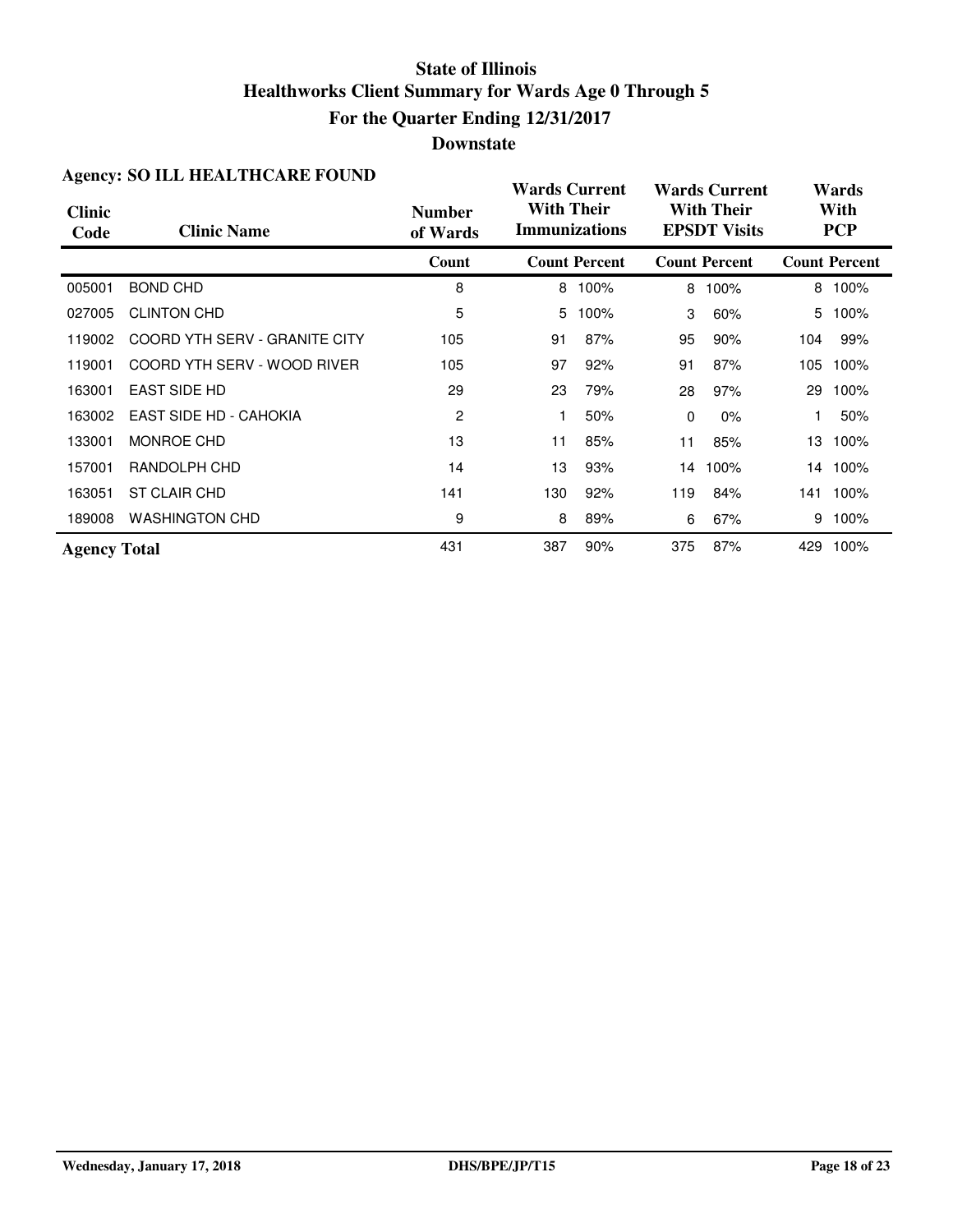# State of Illinois
## Healthworks Client Summary for Wards Age 0 Through 5
## For the Quarter Ending 12/31/2017
## Downstate

**Agency: SO ILL HEALTHCARE FOUND**

| Clinic Code | Clinic Name | Number of Wards | Wards Current With Their Immunizations | | Wards Current With Their EPSDT Visits | | Wards With PCP | |
|---|---|---|---|---|---|---|---|---|
| | | Count | Count | Percent | Count | Percent | Count | Percent |
| 005001 | BOND CHD | 8 | 8 | 100% | 8 | 100% | 8 | 100% |
| 027005 | CLINTON CHD | 5 | 5 | 100% | 3 | 60% | 5 | 100% |
| 119002 | COORD YTH SERV - GRANITE CITY | 105 | 91 | 87% | 95 | 90% | 104 | 99% |
| 119001 | COORD YTH SERV - WOOD RIVER | 105 | 97 | 92% | 91 | 87% | 105 | 100% |
| 163001 | EAST SIDE HD | 29 | 23 | 79% | 28 | 97% | 29 | 100% |
| 163002 | EAST SIDE HD - CAHOKIA | 2 | 1 | 50% | 0 | 0% | 1 | 50% |
| 133001 | MONROE CHD | 13 | 11 | 85% | 11 | 85% | 13 | 100% |
| 157001 | RANDOLPH CHD | 14 | 13 | 93% | 14 | 100% | 14 | 100% |
| 163051 | ST CLAIR CHD | 141 | 130 | 92% | 119 | 84% | 141 | 100% |
| 189008 | WASHINGTON CHD | 9 | 8 | 89% | 6 | 67% | 9 | 100% |
| **Agency Total** | | 431 | 387 | 90% | 375 | 87% | 429 | 100% |

Wednesday, January 17, 2018 DHS/BPE/JP/T15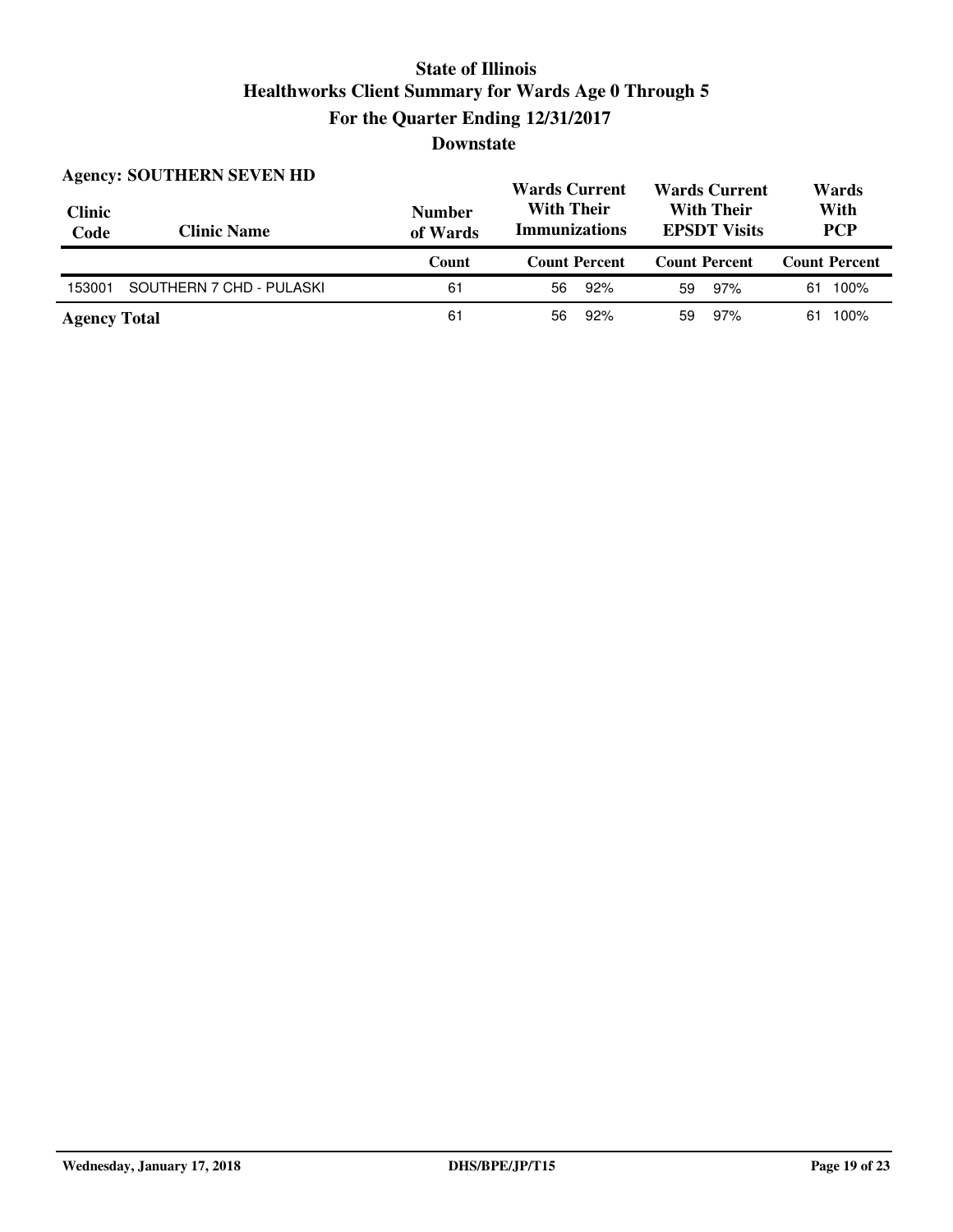# State of Illinois
# Healthworks Client Summary for Wards Age 0 Through 5
## For the Quarter Ending 12/31/2017
## Downstate

**Agency: SOUTHERN SEVEN HD**

| Clinic Code | Clinic Name | Number of Wards | Wards Current With Their Immunizations | | Wards Current With Their EPSDT Visits | | Wards With PCP | |
|---|---|---|---|---|---|---|---|---|
| | | Count | Count | Percent | Count | Percent | Count | Percent |
| 153001 | SOUTHERN 7 CHD - PULASKI | 61 | 56 | 92% | 59 | 97% | 61 | 100% |
| **Agency Total** | | 61 | 56 | 92% | 59 | 97% | 61 | 100% |

Wednesday, January 17, 2018 DHS/BPE/JP/T15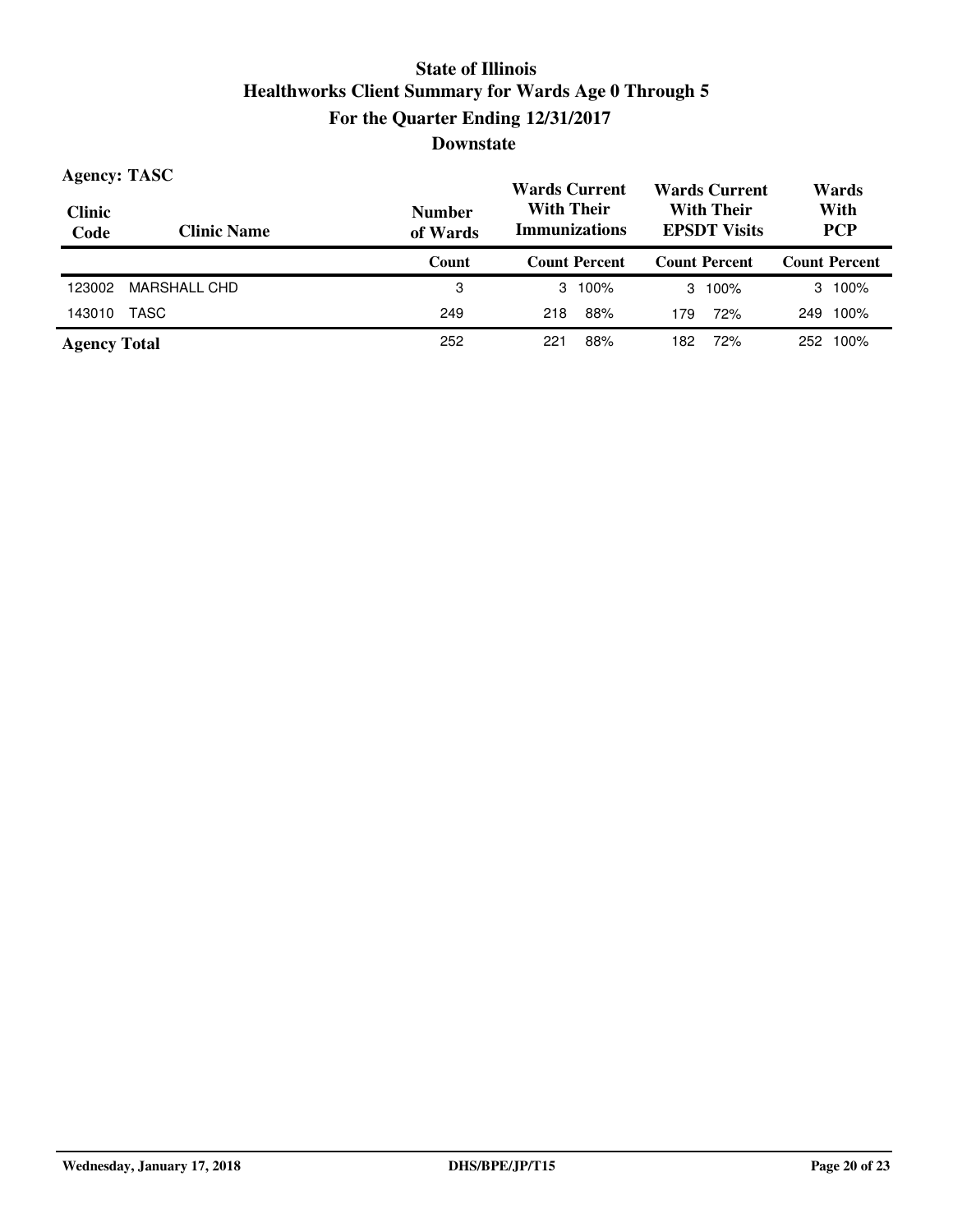# State of Illinois
## Healthworks Client Summary for Wards Age 0 Through 5
### For the Quarter Ending 12/31/2017
### Downstate

**Agency: TASC**

| Clinic Code | Clinic Name | Number of Wards | Wards Current With Their Immunizations | | Wards Current With Their EPSDT Visits | | Wards With PCP | |
|---|---|---|---|---|---|---|---|---|
| | | Count | Count | Percent | Count | Percent | Count | Percent |
| 123002 | MARSHALL CHD | 3 | 3 | 100% | 3 | 100% | 3 | 100% |
| 143010 | TASC | 249 | 218 | 88% | 179 | 72% | 249 | 100% |
| **Agency Total** | | 252 | 221 | 88% | 182 | 72% | 252 | 100% |

Wednesday, January 17, 2018 DHS/BPE/JP/T15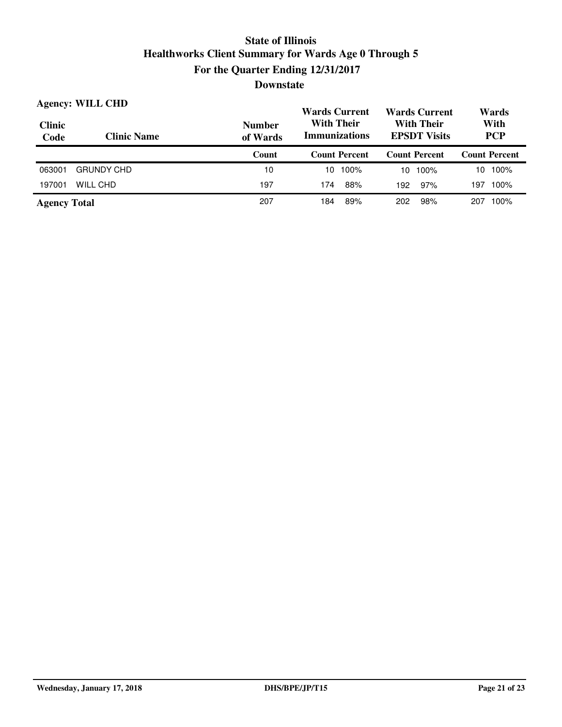# State of Illinois
# Healthworks Client Summary for Wards Age 0 Through 5
## For the Quarter Ending 12/31/2017
## Downstate

**Agency: WILL CHD**

| Clinic Code | Clinic Name | Number of Wards | Wards Current With Their Immunizations | | Wards Current With Their EPSDT Visits | | Wards With PCP | |
|---|---|---|---|---|---|---|---|---|
| | | Count | Count | Percent | Count | Percent | Count | Percent |
| 063001 | GRUNDY CHD | 10 | 10 | 100% | 10 | 100% | 10 | 100% |
| 197001 | WILL CHD | 197 | 174 | 88% | 192 | 97% | 197 | 100% |
| **Agency Total** | | 207 | 184 | 89% | 202 | 98% | 207 | 100% |

Wednesday, January 17, 2018 DHS/BPE/JP/T15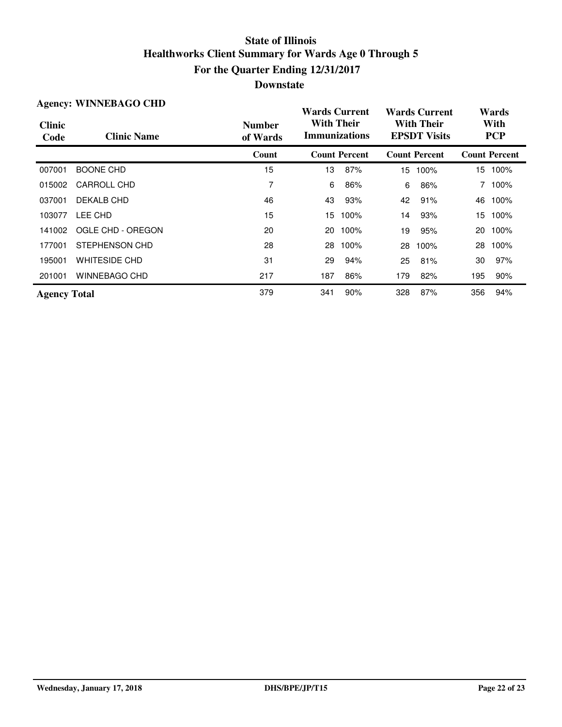# State of Illinois
## Healthworks Client Summary for Wards Age 0 Through 5
## For the Quarter Ending 12/31/2017
## Downstate

**Agency: WINNEBAGO CHD**

| Clinic Code | Clinic Name | Number of Wards | Wards Current With Their Immunizations | | Wards Current With Their EPSDT Visits | | Wards With PCP | |
|---|---|---|---|---|---|---|---|---|
| | | Count | Count | Percent | Count | Percent | Count | Percent |
| 007001 | BOONE CHD | 15 | 13 | 87% | 15 | 100% | 15 | 100% |
| 015002 | CARROLL CHD | 7 | 6 | 86% | 6 | 86% | 7 | 100% |
| 037001 | DEKALB CHD | 46 | 43 | 93% | 42 | 91% | 46 | 100% |
| 103077 | LEE CHD | 15 | 15 | 100% | 14 | 93% | 15 | 100% |
| 141002 | OGLE CHD - OREGON | 20 | 20 | 100% | 19 | 95% | 20 | 100% |
| 177001 | STEPHENSON CHD | 28 | 28 | 100% | 28 | 100% | 28 | 100% |
| 195001 | WHITESIDE CHD | 31 | 29 | 94% | 25 | 81% | 30 | 97% |
| 201001 | WINNEBAGO CHD | 217 | 187 | 86% | 179 | 82% | 195 | 90% |
| **Agency Total** | | 379 | 341 | 90% | 328 | 87% | 356 | 94% |

Wednesday, January 17, 2018 — DHS/BPE/JP/T15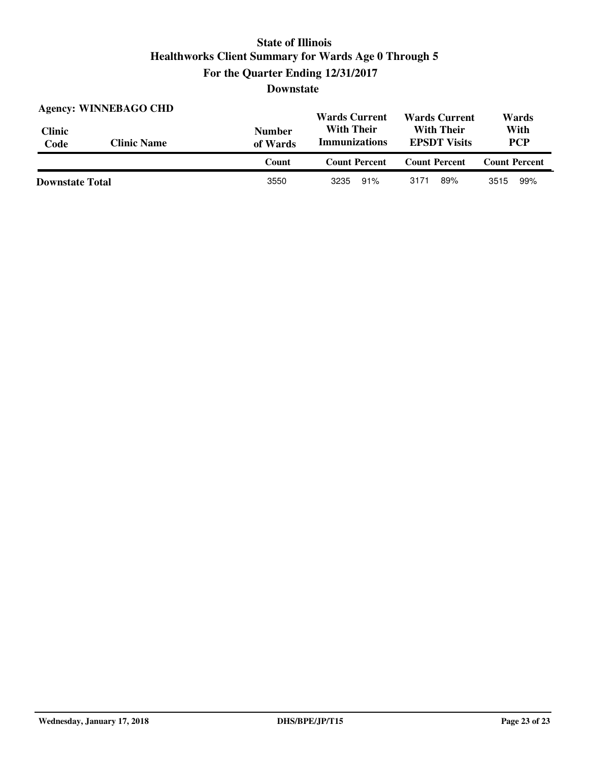# State of Illinois
# Healthworks Client Summary for Wards Age 0 Through 5
## For the Quarter Ending 12/31/2017
## Downstate

**Agency: WINNEBAGO CHD**

| Clinic Code | Clinic Name | Number of Wards | Wards Current With Their Immunizations | | Wards Current With Their EPSDT Visits | | Wards With PCP | |
|---|---|---|---|---|---|---|---|---|
| | | Count | Count | Percent | Count | Percent | Count | Percent |
| **Downstate Total** | | 3550 | 3235 | 91% | 3171 | 89% | 3515 | 99% |

Wednesday, January 17, 2018 DHS/BPE/JP/T15